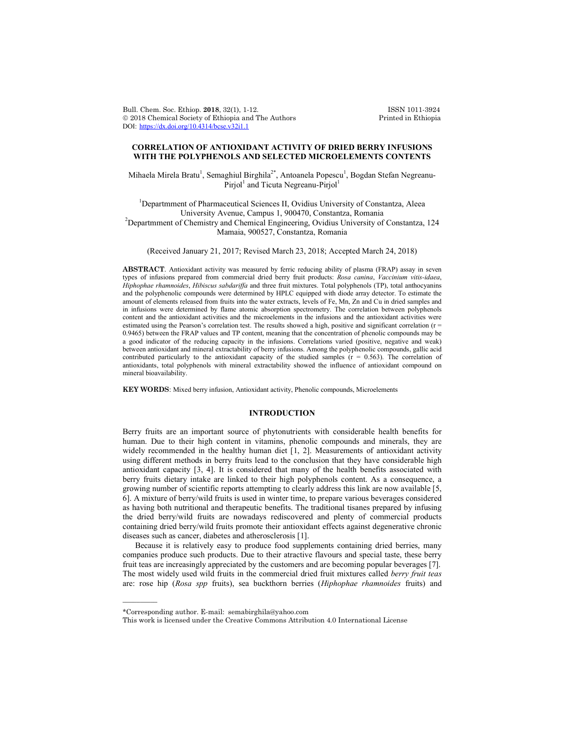# CORRELATION OF ANTIOXIDANT ACTIVITY OF DRIED BERRY INFUSIONS WITH THE POLYPHENOLS AND SELECTED MICROELEMENTS CONTENTS

Mihaela Mirela Bratu[1], Semaghiul Birghila[2*], Antoanela Popescu[1], Bogdan Stefan Negreanu-Pirjol[1] and Ticuta Negreanu-Pirjol[1]

[1]Departmment of Pharmaceutical Sciences II, Ovidius University of Constantza, Aleea University Avenue, Campus 1, 900470, Constantza, Romania
[2]Departmment of Chemistry and Chemical Engineering, Ovidius University of Constantza, 124 Mamaia, 900527, Constantza, Romania

(Received January 21, 2017; Revised March 23, 2018; Accepted March 24, 2018)

**ABSTRACT**. Antioxidant activity was measured by ferric reducing ability of plasma (FRAP) assay in seven types of infusions prepared from commercial dried berry fruit products: *Rosa canina*, *Vaccinium vitis-idaea*, *Hiphophae rhamnoides*, *Hibiscus sabdariffa* and three fruit mixtures. Total polyphenols (TP), total anthocyanins and the polyphenolic compounds were determined by HPLC equipped with diode array detector. To estimate the amount of elements released from fruits into the water extracts, levels of Fe, Mn, Zn and Cu in dried samples and in infusions were determined by flame atomic absorption spectrometry. The correlation between polyphenols content and the antioxidant activities and the microelements in the infusions and the antioxidant activities were estimated using the Pearson's correlation test. The results showed a high, positive and significant correlation ($r$ = 0.9465) between the FRAP values and TP content, meaning that the concentration of phenolic compounds may be a good indicator of the reducing capacity in the infusions. Correlations varied (positive, negative and weak) between antioxidant and mineral extractability of berry infusions. Among the polyphenolic compounds, gallic acid contributed particularly to the antioxidant capacity of the studied samples ($r$ = 0.563). The correlation of antioxidants, total polyphenols with mineral extractability showed the influence of antioxidant compound on mineral bioavailability.

**KEY WORDS**: Mixed berry infusion, Antioxidant activity, Phenolic compounds, Microelements

## INTRODUCTION

Berry fruits are an important source of phytonutrients with considerable health benefits for human. Due to their high content in vitamins, phenolic compounds and minerals, they are widely recommended in the healthy human diet [1, 2]. Measurements of antioxidant activity using different methods in berry fruits lead to the conclusion that they have considerable high antioxidant capacity [3, 4]. It is considered that many of the health benefits associated with berry fruits dietary intake are linked to their high polyphenols content. As a consequence, a growing number of scientific reports attempting to clearly address this link are now available [5, 6]. A mixture of berry/wild fruits is used in winter time, to prepare various beverages considered as having both nutritional and therapeutic benefits. The traditional tisanes prepared by infusing the dried berry/wild fruits are nowadays rediscovered and plenty of commercial products containing dried berry/wild fruits promote their antioxidant effects against degenerative chronic diseases such as cancer, diabetes and atherosclerosis [1].

Because it is relatively easy to produce food supplements containing dried berries, many companies produce such products. Due to their atractive flavours and special taste, these berry fruit teas are increasingly appreciated by the customers and are becoming popular beverages [7]. The most widely used wild fruits in the commercial dried fruit mixtures called *berry fruit teas* are: rose hip (*Rosa spp* fruits), sea buckthorn berries (*Hiphophae rhamnoides* fruits) and

*Corresponding author. E-mail: semabirghila@yahoo.com
This work is licensed under the Creative Commons Attribution 4.0 International License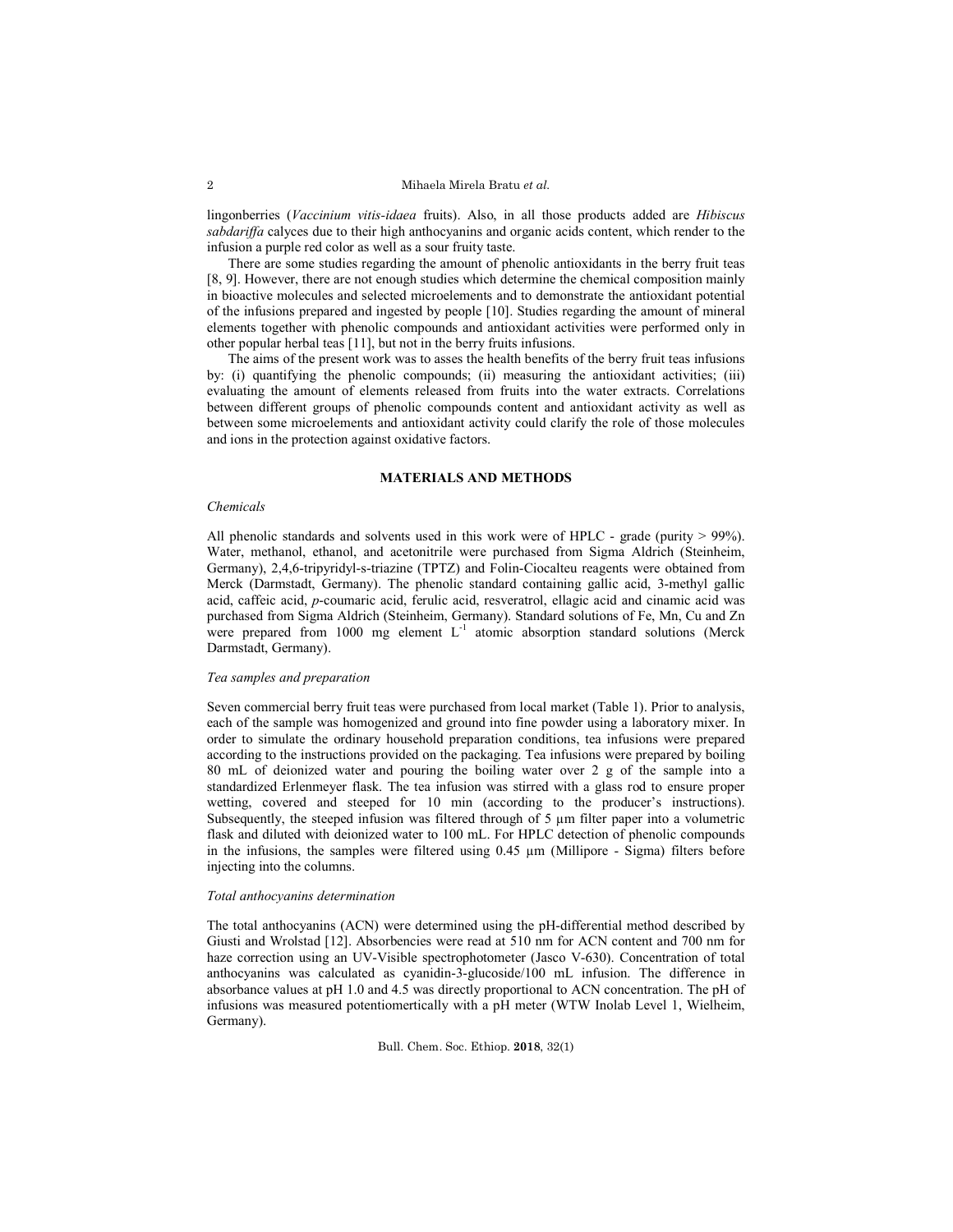lingonberries (*Vaccinium vitis-idaea* fruits). Also, in all those products added are *Hibiscus sabdariffa* calyces due to their high anthocyanins and organic acids content, which render to the infusion a purple red color as well as a sour fruity taste.

There are some studies regarding the amount of phenolic antioxidants in the berry fruit teas [8, 9]. However, there are not enough studies which determine the chemical composition mainly in bioactive molecules and selected microelements and to demonstrate the antioxidant potential of the infusions prepared and ingested by people [10]. Studies regarding the amount of mineral elements together with phenolic compounds and antioxidant activities were performed only in other popular herbal teas [11], but not in the berry fruits infusions.

The aims of the present work was to asses the health benefits of the berry fruit teas infusions by: (i) quantifying the phenolic compounds; (ii) measuring the antioxidant activities; (iii) evaluating the amount of elements released from fruits into the water extracts. Correlations between different groups of phenolic compounds content and antioxidant activity as well as between some microelements and antioxidant activity could clarify the role of those molecules and ions in the protection against oxidative factors.

## MATERIALS AND METHODS

### *Chemicals*

All phenolic standards and solvents used in this work were of HPLC - grade (purity > 99%). Water, methanol, ethanol, and acetonitrile were purchased from Sigma Aldrich (Steinheim, Germany), 2,4,6-tripyridyl-s-triazine (TPTZ) and Folin-Ciocalteu reagents were obtained from Merck (Darmstadt, Germany). The phenolic standard containing gallic acid, 3-methyl gallic acid, caffeic acid, *p*-coumaric acid, ferulic acid, resveratrol, ellagic acid and cinamic acid was purchased from Sigma Aldrich (Steinheim, Germany). Standard solutions of Fe, Mn, Cu and Zn were prepared from 1000 mg element $L^{-1}$ atomic absorption standard solutions (Merck Darmstadt, Germany).

### *Tea samples and preparation*

Seven commercial berry fruit teas were purchased from local market (Table 1). Prior to analysis, each of the sample was homogenized and ground into fine powder using a laboratory mixer. In order to simulate the ordinary household preparation conditions, tea infusions were prepared according to the instructions provided on the packaging. Tea infusions were prepared by boiling 80 mL of deionized water and pouring the boiling water over 2 g of the sample into a standardized Erlenmeyer flask. The tea infusion was stirred with a glass rod to ensure proper wetting, covered and steeped for 10 min (according to the producer's instructions). Subsequently, the steeped infusion was filtered through of 5 µm filter paper into a volumetric flask and diluted with deionized water to 100 mL. For HPLC detection of phenolic compounds in the infusions, the samples were filtered using 0.45 µm (Millipore - Sigma) filters before injecting into the columns.

### *Total anthocyanins determination*

The total anthocyanins (ACN) were determined using the pH-differential method described by Giusti and Wrolstad [12]. Absorbencies were read at 510 nm for ACN content and 700 nm for haze correction using an UV-Visible spectrophotometer (Jasco V-630). Concentration of total anthocyanins was calculated as cyanidin-3-glucoside/100 mL infusion. The difference in absorbance values at pH 1.0 and 4.5 was directly proportional to ACN concentration. The pH of infusions was measured potentiomertically with a pH meter (WTW Inolab Level 1, Wielheim, Germany).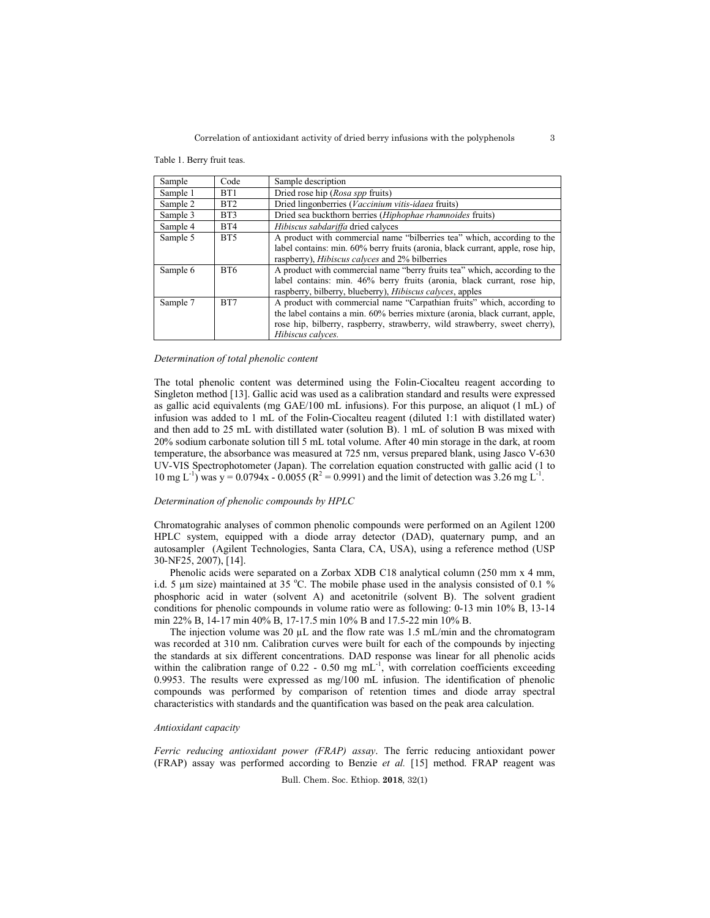Table 1. Berry fruit teas.

| Sample | Code | Sample description |
|---|---|---|
| Sample 1 | BT1 | Dried rose hip (*Rosa spp* fruits) |
| Sample 2 | BT2 | Dried lingonberries (*Vaccinium vitis-idaea* fruits) |
| Sample 3 | BT3 | Dried sea buckthorn berries (*Hiphophae rhamnoides* fruits) |
| Sample 4 | BT4 | *Hibiscus sabdariffa* dried calyces |
| Sample 5 | BT5 | A product with commercial name "bilberries tea" which, according to the label contains: min. 60% berry fruits (aronia, black currant, apple, rose hip, raspberry), *Hibiscus calyces* and 2% bilberries |
| Sample 6 | BT6 | A product with commercial name "berry fruits tea" which, according to the label contains: min. 46% berry fruits (aronia, black currant, rose hip, raspberry, bilberry, blueberry), *Hibiscus calyces*, apples |
| Sample 7 | BT7 | A product with commercial name "Carpathian fruits" which, according to the label contains a min. 60% berries mixture (aronia, black currant, apple, rose hip, bilberry, raspberry, strawberry, wild strawberry, sweet cherry), *Hibiscus calyces.* |

*Determination of total phenolic content*

The total phenolic content was determined using the Folin-Ciocalteu reagent according to Singleton method [13]. Gallic acid was used as a calibration standard and results were expressed as gallic acid equivalents (mg GAE/100 mL infusions). For this purpose, an aliquot (1 mL) of infusion was added to 1 mL of the Folin-Ciocalteu reagent (diluted 1:1 with distilled water) and then add to 25 mL with distilled water (solution B). 1 mL of solution B was mixed with 20% sodium carbonate solution till 5 mL total volume. After 40 min storage in the dark, at room temperature, the absorbance was measured at 725 nm, versus prepared blank, using Jasco V-630 UV-VIS Spectrophotometer (Japan). The correlation equation constructed with gallic acid (1 to 10 mg $L^{-1}$) was $y = 0.0794x - 0.0055$ ($R^2 = 0.9991$) and the limit of detection was 3.26 mg $L^{-1}$.

*Determination of phenolic compounds by HPLC*

Chromatograhic analyses of common phenolic compounds were performed on an Agilent 1200 HPLC system, equipped with a diode array detector (DAD), quaternary pump, and an autosampler (Agilent Technologies, Santa Clara, CA, USA), using a reference method (USP 30-NF25, 2007), [14].

Phenolic acids were separated on a Zorbax XDB C18 analytical column (250 mm x 4 mm, i.d. 5 µm size) maintained at 35 °C. The mobile phase used in the analysis consisted of 0.1 % phosphoric acid in water (solvent A) and acetonitrile (solvent B). The solvent gradient conditions for phenolic compounds in volume ratio were as following: 0-13 min 10% B, 13-14 min 22% B, 14-17 min 40% B, 17-17.5 min 10% B and 17.5-22 min 10% B.

The injection volume was 20 µL and the flow rate was 1.5 mL/min and the chromatogram was recorded at 310 nm. Calibration curves were built for each of the compounds by injecting the standards at six different concentrations. DAD response was linear for all phenolic acids within the calibration range of 0.22 - 0.50 mg $mL^{-1}$, with correlation coefficients exceeding 0.9953. The results were expressed as mg/100 mL infusion. The identification of phenolic compounds was performed by comparison of retention times and diode array spectral characteristics with standards and the quantification was based on the peak area calculation.

*Antioxidant capacity*

*Ferric reducing antioxidant power (FRAP) assay*. The ferric reducing antioxidant power (FRAP) assay was performed according to Benzie *et al.* [15] method. FRAP reagent was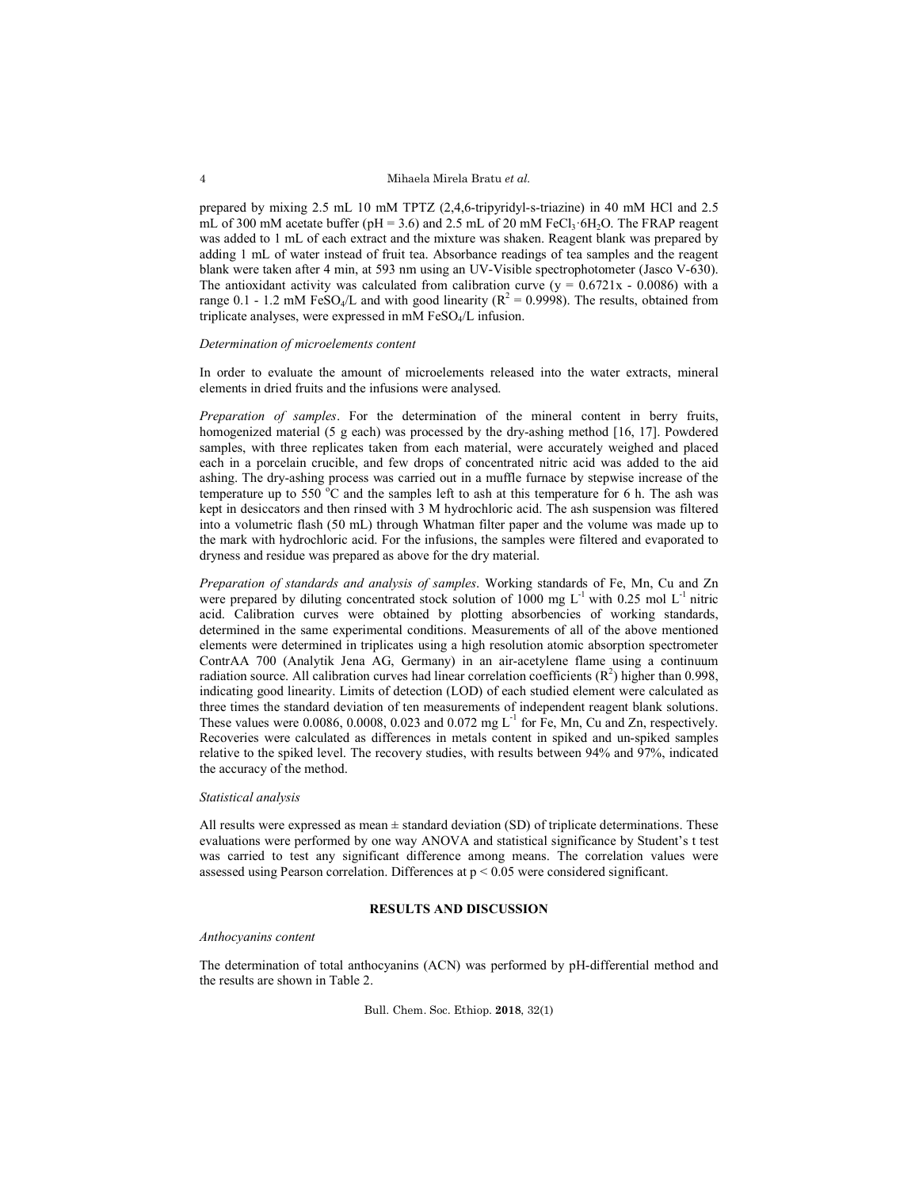prepared by mixing 2.5 mL 10 mM TPTZ (2,4,6-tripyridyl-s-triazine) in 40 mM HCl and 2.5 mL of 300 mM acetate buffer (pH = 3.6) and 2.5 mL of 20 mM $FeCl_3 \cdot 6H_2O$. The FRAP reagent was added to 1 mL of each extract and the mixture was shaken. Reagent blank was prepared by adding 1 mL of water instead of fruit tea. Absorbance readings of tea samples and the reagent blank were taken after 4 min, at 593 nm using an UV-Visible spectrophotometer (Jasco V-630). The antioxidant activity was calculated from calibration curve ($y = 0.6721x - 0.0086$) with a range 0.1 - 1.2 mM $FeSO_4$/L and with good linearity ($R^2 = 0.9998$). The results, obtained from triplicate analyses, were expressed in mM $FeSO_4$/L infusion.

*Determination of microelements content*

In order to evaluate the amount of microelements released into the water extracts, mineral elements in dried fruits and the infusions were analysed.

*Preparation of samples*. For the determination of the mineral content in berry fruits, homogenized material (5 g each) was processed by the dry-ashing method [16, 17]. Powdered samples, with three replicates taken from each material, were accurately weighed and placed each in a porcelain crucible, and few drops of concentrated nitric acid was added to the aid ashing. The dry-ashing process was carried out in a muffle furnace by stepwise increase of the temperature up to 550 °C and the samples left to ash at this temperature for 6 h. The ash was kept in desiccators and then rinsed with 3 M hydrochloric acid. The ash suspension was filtered into a volumetric flash (50 mL) through Whatman filter paper and the volume was made up to the mark with hydrochloric acid. For the infusions, the samples were filtered and evaporated to dryness and residue was prepared as above for the dry material.

*Preparation of standards and analysis of samples*. Working standards of Fe, Mn, Cu and Zn were prepared by diluting concentrated stock solution of 1000 mg $L^{-1}$ with 0.25 mol $L^{-1}$ nitric acid. Calibration curves were obtained by plotting absorbencies of working standards, determined in the same experimental conditions. Measurements of all of the above mentioned elements were determined in triplicates using a high resolution atomic absorption spectrometer ContrAA 700 (Analytik Jena AG, Germany) in an air-acetylene flame using a continuum radiation source. All calibration curves had linear correlation coefficients ($R^2$) higher than 0.998, indicating good linearity. Limits of detection (LOD) of each studied element were calculated as three times the standard deviation of ten measurements of independent reagent blank solutions. These values were 0.0086, 0.0008, 0.023 and 0.072 mg $L^{-1}$ for Fe, Mn, Cu and Zn, respectively. Recoveries were calculated as differences in metals content in spiked and un-spiked samples relative to the spiked level. The recovery studies, with results between 94% and 97%, indicated the accuracy of the method.

*Statistical analysis*

All results were expressed as mean ± standard deviation (SD) of triplicate determinations. These evaluations were performed by one way ANOVA and statistical significance by Student's t test was carried to test any significant difference among means. The correlation values were assessed using Pearson correlation. Differences at $p < 0.05$ were considered significant.

## RESULTS AND DISCUSSION

*Anthocyanins content*

The determination of total anthocyanins (ACN) was performed by pH-differential method and the results are shown in Table 2.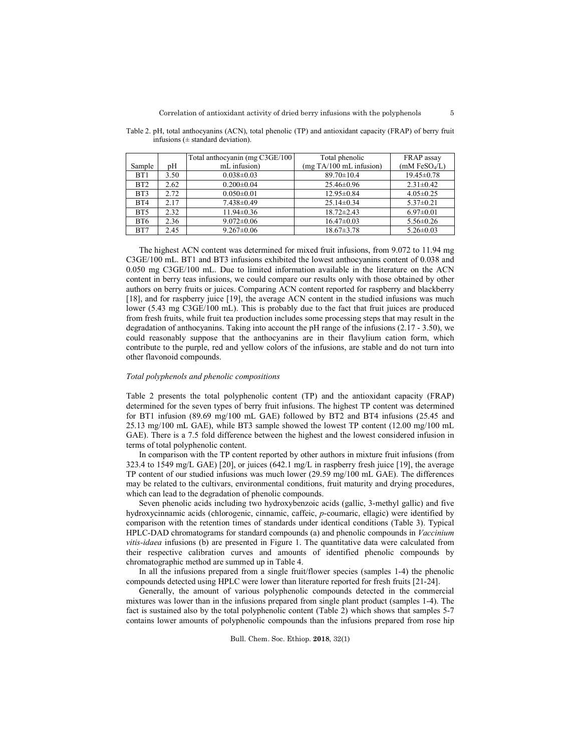Table 2. pH, total anthocyanins (ACN), total phenolic (TP) and antioxidant capacity (FRAP) of berry fruit infusions (± standard deviation).

| Sample | pH | Total anthocyanin (mg C3GE/100 mL infusion) | Total phenolic (mg TA/100 mL infusion) | FRAP assay (mM $FeSO_4$/L) |
|---|---|---|---|---|
| BT1 | 3.50 | 0.038±0.03 | 89.70±10.4 | 19.45±0.78 |
| BT2 | 2.62 | 0.200±0.04 | 25.46±0.96 | 2.31±0.42 |
| BT3 | 2.72 | 0.050±0.01 | 12.95±0.84 | 4.05±0.25 |
| BT4 | 2.17 | 7.438±0.49 | 25.14±0.34 | 5.37±0.21 |
| BT5 | 2.32 | 11.94±0.36 | 18.72±2.43 | 6.97±0.01 |
| BT6 | 2.36 | 9.072±0.06 | 16.47±0.03 | 5.56±0.26 |
| BT7 | 2.45 | 9.267±0.06 | 18.67±3.78 | 5.26±0.03 |

The highest ACN content was determined for mixed fruit infusions, from 9.072 to 11.94 mg C3GE/100 mL. BT1 and BT3 infusions exhibited the lowest anthocyanins content of 0.038 and 0.050 mg C3GE/100 mL. Due to limited information available in the literature on the ACN content in berry teas infusions, we could compare our results only with those obtained by other authors on berry fruits or juices. Comparing ACN content reported for raspberry and blackberry [18], and for raspberry juice [19], the average ACN content in the studied infusions was much lower (5.43 mg C3GE/100 mL). This is probably due to the fact that fruit juices are produced from fresh fruits, while fruit tea production includes some processing steps that may result in the degradation of anthocyanins. Taking into account the pH range of the infusions (2.17 - 3.50), we could reasonably suppose that the anthocyanins are in their flavylium cation form, which contribute to the purple, red and yellow colors of the infusions, are stable and do not turn into other flavonoid compounds.

### *Total polyphenols and phenolic compositions*

Table 2 presents the total polyphenolic content (TP) and the antioxidant capacity (FRAP) determined for the seven types of berry fruit infusions. The highest TP content was determined for BT1 infusion (89.69 mg/100 mL GAE) followed by BT2 and BT4 infusions (25.45 and 25.13 mg/100 mL GAE), while BT3 sample showed the lowest TP content (12.00 mg/100 mL GAE). There is a 7.5 fold difference between the highest and the lowest considered infusion in terms of total polyphenolic content.

In comparison with the TP content reported by other authors in mixture fruit infusions (from 323.4 to 1549 mg/L GAE) [20], or juices (642.1 mg/L in raspberry fresh juice [19], the average TP content of our studied infusions was much lower (29.59 mg/100 mL GAE). The differences may be related to the cultivars, environmental conditions, fruit maturity and drying procedures, which can lead to the degradation of phenolic compounds.

Seven phenolic acids including two hydroxybenzoic acids (gallic, 3-methyl gallic) and five hydroxycinnamic acids (chlorogenic, cinnamic, caffeic, *p*-coumaric, ellagic) were identified by comparison with the retention times of standards under identical conditions (Table 3). Typical HPLC-DAD chromatograms for standard compounds (a) and phenolic compounds in *Vaccinium vitis-idaea* infusions (b) are presented in Figure 1. The quantitative data were calculated from their respective calibration curves and amounts of identified phenolic compounds by chromatographic method are summed up in Table 4.

In all the infusions prepared from a single fruit/flower species (samples 1-4) the phenolic compounds detected using HPLC were lower than literature reported for fresh fruits [21-24].

Generally, the amount of various polyphenolic compounds detected in the commercial mixtures was lower than in the infusions prepared from single plant product (samples 1-4). The fact is sustained also by the total polyphenolic content (Table 2) which shows that samples 5-7 contains lower amounts of polyphenolic compounds than the infusions prepared from rose hip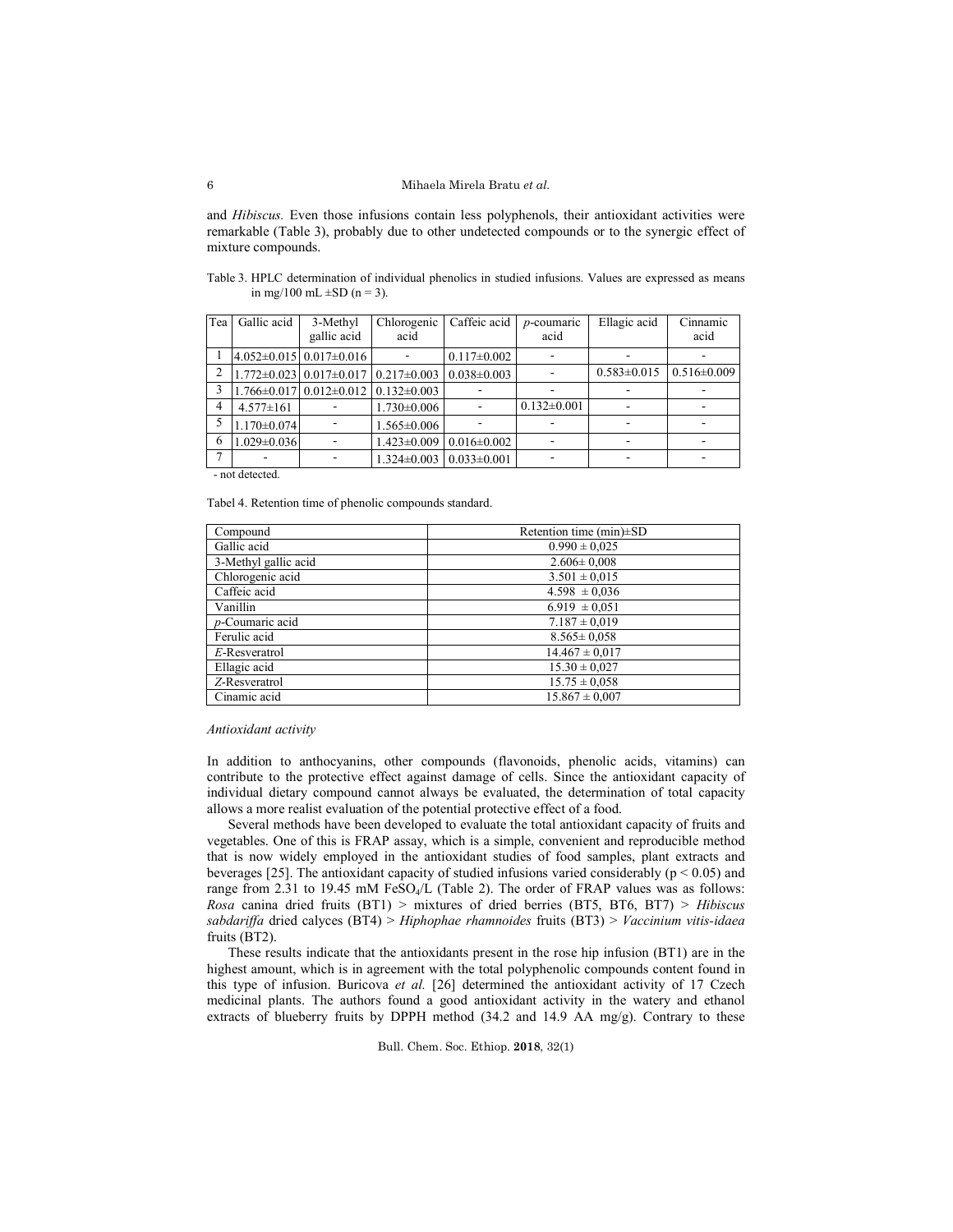and *Hibiscus.* Even those infusions contain less polyphenols, their antioxidant activities were remarkable (Table 3), probably due to other undetected compounds or to the synergic effect of mixture compounds.

Table 3. HPLC determination of individual phenolics in studied infusions. Values are expressed as means in mg/100 mL ±SD (n = 3).

| Tea | Gallic acid | 3-Methyl gallic acid | Chlorogenic acid | Caffeic acid | *p*-coumaric acid | Ellagic acid | Cinnamic acid |
|---|---|---|---|---|---|---|---|
| 1 | 4.052±0.015 | 0.017±0.016 | - | 0.117±0.002 | - | - | - |
| 2 | 1.772±0.023 | 0.017±0.017 | 0.217±0.003 | 0.038±0.003 | - | 0.583±0.015 | 0.516±0.009 |
| 3 | 1.766±0.017 | 0.012±0.012 | 0.132±0.003 | - | - | - | - |
| 4 | 4.577±161 | - | 1.730±0.006 | - | 0.132±0.001 | - | - |
| 5 | 1.170±0.074 | - | 1.565±0.006 | - | - | - | - |
| 6 | 1.029±0.036 | - | 1.423±0.009 | 0.016±0.002 | - | - | - |
| 7 | - | - | 1.324±0.003 | 0.033±0.001 | - | - | - |

- not detected.

Tabel 4. Retention time of phenolic compounds standard.

| Compound | Retention time (min)±SD |
|---|---|
| Gallic acid | 0.990 ± 0,025 |
| 3-Methyl gallic acid | 2.606± 0,008 |
| Chlorogenic acid | 3.501 ± 0,015 |
| Caffeic acid | 4.598 ± 0,036 |
| Vanillin | 6.919 ± 0,051 |
| *p*-Coumaric acid | 7.187 ± 0,019 |
| Ferulic acid | 8.565± 0,058 |
| *E*-Resveratrol | 14.467 ± 0,017 |
| Ellagic acid | 15.30 ± 0,027 |
| *Z*-Resveratrol | 15.75 ± 0,058 |
| Cinamic acid | 15.867 ± 0,007 |

*Antioxidant activity*

In addition to anthocyanins, other compounds (flavonoids, phenolic acids, vitamins) can contribute to the protective effect against damage of cells. Since the antioxidant capacity of individual dietary compound cannot always be evaluated, the determination of total capacity allows a more realist evaluation of the potential protective effect of a food.

Several methods have been developed to evaluate the total antioxidant capacity of fruits and vegetables. One of this is FRAP assay, which is a simple, convenient and reproducible method that is now widely employed in the antioxidant studies of food samples, plant extracts and beverages [25]. The antioxidant capacity of studied infusions varied considerably ($p < 0.05$) and range from 2.31 to 19.45 mM $FeSO_4$/L (Table 2). The order of FRAP values was as follows: *Rosa* canina dried fruits (BT1) > mixtures of dried berries (BT5, BT6, BT7) > *Hibiscus sabdariffa* dried calyces (BT4) > *Hiphophae rhamnoides* fruits (BT3) > *Vaccinium vitis-idaea* fruits (BT2).

These results indicate that the antioxidants present in the rose hip infusion (BT1) are in the highest amount, which is in agreement with the total polyphenolic compounds content found in this type of infusion. Buricova *et al.* [26] determined the antioxidant activity of 17 Czech medicinal plants. The authors found a good antioxidant activity in the watery and ethanol extracts of blueberry fruits by DPPH method (34.2 and 14.9 AA mg/g). Contrary to these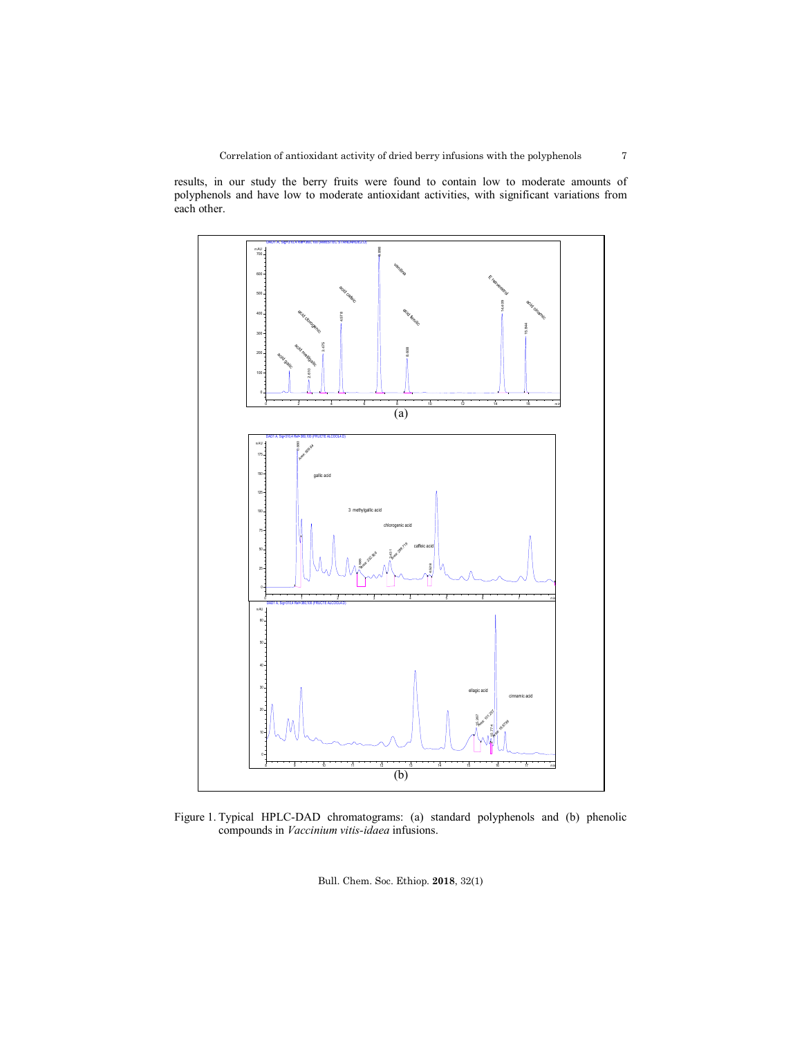results, in our study the berry fruits were found to contain low to moderate amounts of polyphenols and have low to moderate antioxidant activities, with significant variations from each other.

Figure 1. Typical HPLC-DAD chromatograms: (a) standard polyphenols and (b) phenolic compounds in *Vaccinium vitis-idaea* infusions.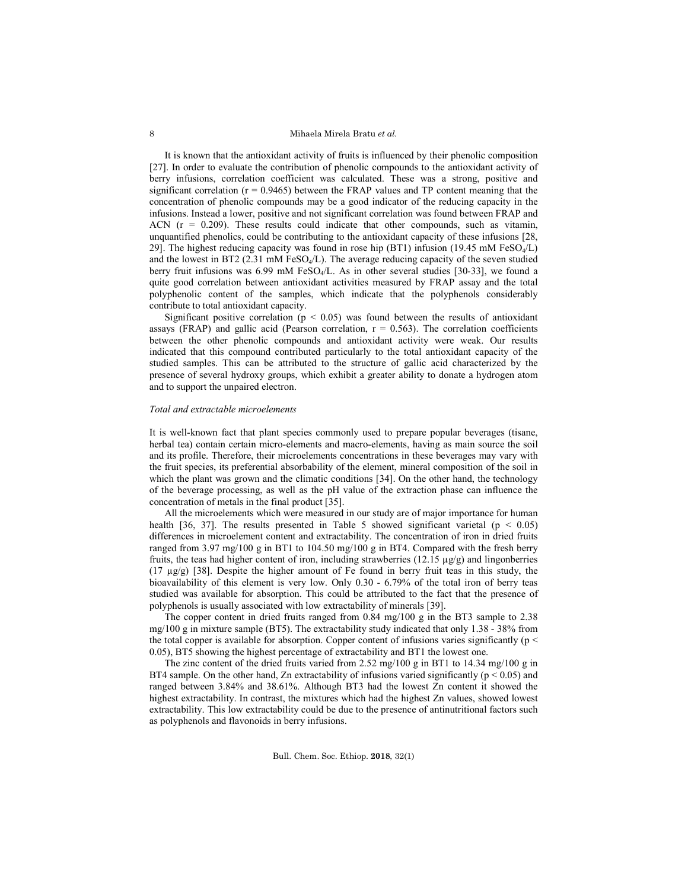It is known that the antioxidant activity of fruits is influenced by their phenolic composition [27]. In order to evaluate the contribution of phenolic compounds to the antioxidant activity of berry infusions, correlation coefficient was calculated. These was a strong, positive and significant correlation ($r = 0.9465$) between the FRAP values and TP content meaning that the concentration of phenolic compounds may be a good indicator of the reducing capacity in the infusions. Instead a lower, positive and not significant correlation was found between FRAP and ACN ($r = 0.209$). These results could indicate that other compounds, such as vitamin, unquantified phenolics, could be contributing to the antioxidant capacity of these infusions [28, 29]. The highest reducing capacity was found in rose hip (BT1) infusion (19.45 mM $FeSO_4$/L) and the lowest in BT2 (2.31 mM $FeSO_4$/L). The average reducing capacity of the seven studied berry fruit infusions was 6.99 mM $FeSO_4$/L. As in other several studies [30-33], we found a quite good correlation between antioxidant activities measured by FRAP assay and the total polyphenolic content of the samples, which indicate that the polyphenols considerably contribute to total antioxidant capacity.

Significant positive correlation ($p < 0.05$) was found between the results of antioxidant assays (FRAP) and gallic acid (Pearson correlation, $r = 0.563$). The correlation coefficients between the other phenolic compounds and antioxidant activity were weak. Our results indicated that this compound contributed particularly to the total antioxidant capacity of the studied samples. This can be attributed to the structure of gallic acid characterized by the presence of several hydroxy groups, which exhibit a greater ability to donate a hydrogen atom and to support the unpaired electron.

*Total and extractable microelements*

It is well-known fact that plant species commonly used to prepare popular beverages (tisane, herbal tea) contain certain micro-elements and macro-elements, having as main source the soil and its profile. Therefore, their microelements concentrations in these beverages may vary with the fruit species, its preferential absorbability of the element, mineral composition of the soil in which the plant was grown and the climatic conditions [34]. On the other hand, the technology of the beverage processing, as well as the pH value of the extraction phase can influence the concentration of metals in the final product [35].

All the microelements which were measured in our study are of major importance for human health [36, 37]. The results presented in Table 5 showed significant varietal ($p < 0.05$) differences in microelement content and extractability. The concentration of iron in dried fruits ranged from 3.97 mg/100 g in BT1 to 104.50 mg/100 g in BT4. Compared with the fresh berry fruits, the teas had higher content of iron, including strawberries (12.15 µg/g) and lingonberries (17 µg/g) [38]. Despite the higher amount of Fe found in berry fruit teas in this study, the bioavailability of this element is very low. Only 0.30 - 6.79% of the total iron of berry teas studied was available for absorption. This could be attributed to the fact that the presence of polyphenols is usually associated with low extractability of minerals [39].

The copper content in dried fruits ranged from 0.84 mg/100 g in the BT3 sample to 2.38 mg/100 g in mixture sample (BT5). The extractability study indicated that only 1.38 - 38% from the total copper is available for absorption. Copper content of infusions varies significantly ($p < 0.05$), BT5 showing the highest percentage of extractability and BT1 the lowest one.

The zinc content of the dried fruits varied from 2.52 mg/100 g in BT1 to 14.34 mg/100 g in BT4 sample. On the other hand, Zn extractability of infusions varied significantly ($p < 0.05$) and ranged between 3.84% and 38.61%. Although BT3 had the lowest Zn content it showed the highest extractability. In contrast, the mixtures which had the highest Zn values, showed lowest extractability. This low extractability could be due to the presence of antinutritional factors such as polyphenols and flavonoids in berry infusions.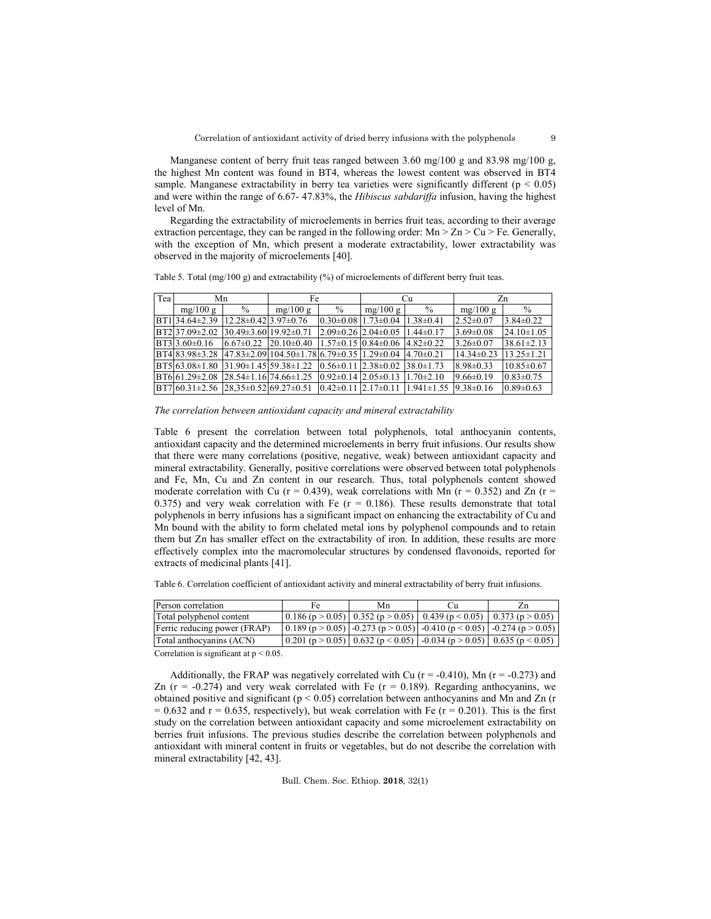Manganese content of berry fruit teas ranged between 3.60 mg/100 g and 83.98 mg/100 g, the highest Mn content was found in BT4, whereas the lowest content was observed in BT4 sample. Manganese extractability in berry tea varieties were significantly different ($p < 0.05$) and were within the range of 6.67- 47.83%, the *Hibiscus sabdariffa* infusion, having the highest level of Mn.

Regarding the extractability of microelements in berries fruit teas, according to their average extraction percentage, they can be ranged in the following order: Mn > Zn > Cu > Fe. Generally, with the exception of Mn, which present a moderate extractability, lower extractability was observed in the majority of microelements [40].

Table 5. Total (mg/100 g) and extractability (%) of microelements of different berry fruit teas.

| Tea | Mn | | Fe | | Cu | | Zn | |
|---|---|---|---|---|---|---|---|---|
| | mg/100 g | % | mg/100 g | % | mg/100 g | % | mg/100 g | % |
| BT1 | 34.64±2.39 | 12.28±0.42 | 3.97±0.76 | 0.30±0.08 | 1.73±0.04 | 1.38±0.41 | 2.52±0.07 | 3.84±0.22 |
| BT2 | 37.09±2.02 | 30.49±3.60 | 19.92±0.71 | 2.09±0.26 | 2.04±0.05 | 1.44±0.17 | 3.69±0.08 | 24.10±1.05 |
| BT3 | 3.60±0.16 | 6.67±0.22 | 20.10±0.40 | 1.57±0.15 | 0.84±0.06 | 4.82±0.22 | 3.26±0.07 | 38.61±2.13 |
| BT4 | 83.98±3.28 | 47.83±2.09 | 104.50±1.78 | 6.79±0.35 | 1.29±0.04 | 4.70±0.21 | 14.34±0.23 | 13.25±1.21 |
| BT5 | 63.08±1.80 | 31.90±1.45 | 59.38±1.22 | 0.56±0.11 | 2.38±0.02 | 38.0±1.73 | 8.98±0.33 | 10.85±0.67 |
| BT6 | 61.29±2.08 | 28.54±1.16 | 74.66±1.25 | 0.92±0.14 | 2.05±0.13 | 1.70±2.10 | 9.66±0.19 | 0.83±0.75 |
| BT7 | 60.31±2.56 | 28,35±0.52 | 69.27±0.51 | 0.42±0.11 | 2.17±0.11 | 1.941±1.55 | 9.38±0.16 | 0.89±0.63 |

*The correlation between antioxidant capacity and mineral extractability*

Table 6 present the correlation between total polyphenols, total anthocyanin contents, antioxidant capacity and the determined microelements in berry fruit infusions. Our results show that there were many correlations (positive, negative, weak) between antioxidant capacity and mineral extractability. Generally, positive correlations were observed between total polyphenols and Fe, Mn, Cu and Zn content in our research. Thus, total polyphenols content showed moderate correlation with Cu ($r = 0.439$), weak correlations with Mn ($r = 0.352$) and Zn ($r = 0.375$) and very weak correlation with Fe ($r = 0.186$). These results demonstrate that total polyphenols in berry infusions has a significant impact on enhancing the extractability of Cu and Mn bound with the ability to form chelated metal ions by polyphenol compounds and to retain them but Zn has smaller effect on the extractability of iron. In addition, these results are more effectively complex into the macromolecular structures by condensed flavonoids, reported for extracts of medicinal plants [41].

Table 6. Correlation coefficient of antioxidant activity and mineral extractability of berry fruit infusions.

| Person correlation | Fe | Mn | Cu | Zn |
|---|---|---|---|---|
| Total polyphenol content | 0.186 ($p > 0.05$) | 0.352 ($p > 0.05$) | 0.439 ($p < 0.05$) | 0.373 ($p > 0.05$) |
| Ferric reducing power (FRAP) | 0.189 ($p > 0.05$) | -0.273 ($p > 0.05$) | -0.410 ($p < 0.05$) | -0.274 ($p > 0.05$) |
| Total anthocyanins (ACN) | 0.201 ($p > 0.05$) | 0.632 ($p < 0.05$) | -0.034 ($p > 0.05$) | 0.635 ($p < 0.05$) |

Correlation is significant at $p < 0.05$.

Additionally, the FRAP was negatively correlated with Cu ($r = -0.410$), Mn ($r = -0.273$) and Zn ($r = -0.274$) and very weak correlated with Fe ($r = 0.189$). Regarding anthocyanins, we obtained positive and significant ($p < 0.05$) correlation between anthocyanins and Mn and Zn ($r = 0.632$ and $r = 0.635$, respectively), but weak correlation with Fe ($r = 0.201$). This is the first study on the correlation between antioxidant capacity and some microelement extractability on berries fruit infusions. The previous studies describe the correlation between polyphenols and antioxidant with mineral content in fruits or vegetables, but do not describe the correlation with mineral extractability [42, 43].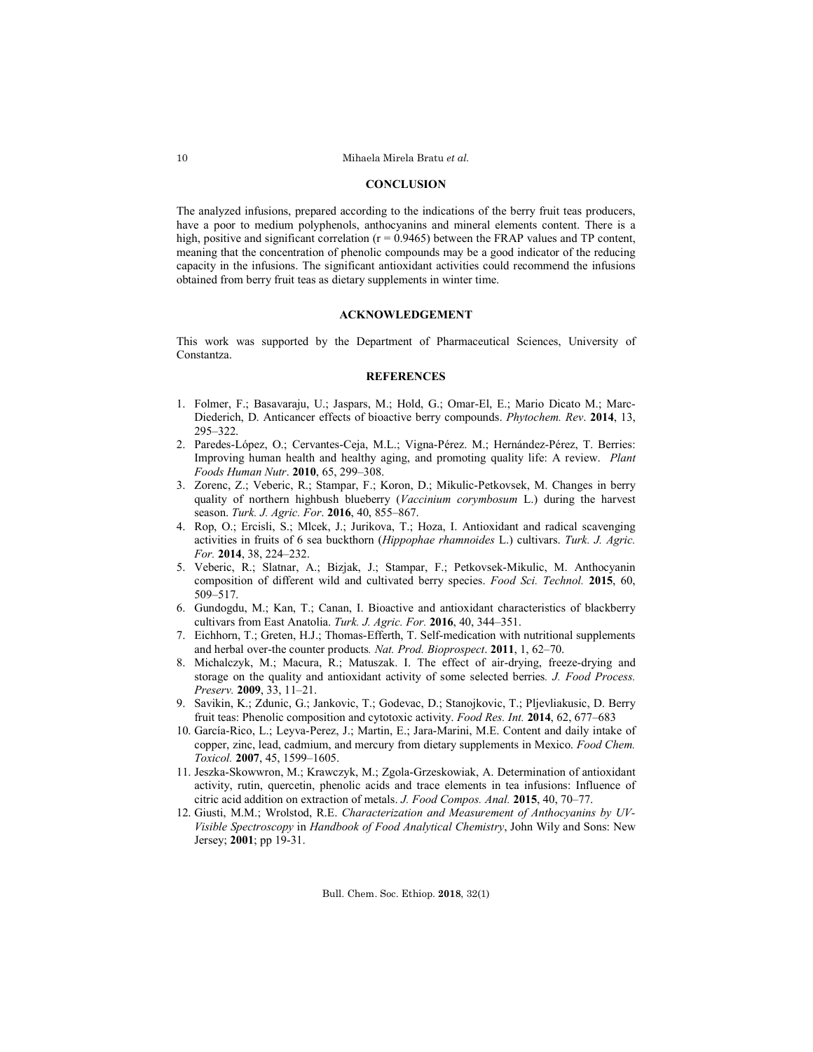## CONCLUSION

The analyzed infusions, prepared according to the indications of the berry fruit teas producers, have a poor to medium polyphenols, anthocyanins and mineral elements content. There is a high, positive and significant correlation ($r = 0.9465$) between the FRAP values and TP content, meaning that the concentration of phenolic compounds may be a good indicator of the reducing capacity in the infusions. The significant antioxidant activities could recommend the infusions obtained from berry fruit teas as dietary supplements in winter time.

## ACKNOWLEDGEMENT

This work was supported by the Department of Pharmaceutical Sciences, University of Constantza.

## REFERENCES

1. Folmer, F.; Basavaraju, U.; Jaspars, M.; Hold, G.; Omar-El, E.; Mario Dicato M.; Marc-Diederich, D. Anticancer effects of bioactive berry compounds. *Phytochem. Rev*. **2014**, 13, 295–322.
2. Paredes-López, O.; Cervantes-Ceja, M.L.; Vigna-Pérez. M.; Hernández-Pérez, T. Berries: Improving human health and healthy aging, and promoting quality life: A review. *Plant Foods Human Nutr*. **2010**, 65, 299–308.
3. Zorenc, Z.; Veberic, R.; Stampar, F.; Koron, D.; Mikulic-Petkovsek, M. Changes in berry quality of northern highbush blueberry (*Vaccinium corymbosum* L.) during the harvest season. *Turk. J. Agric. For*. **2016**, 40, 855–867.
4. Rop, O.; Ercisli, S.; Mlcek, J.; Jurikova, T.; Hoza, I. Antioxidant and radical scavenging activities in fruits of 6 sea buckthorn (*Hippophae rhamnoides* L.) cultivars. *Turk. J. Agric. For.* **2014**, 38, 224–232.
5. Veberic, R.; Slatnar, A.; Bizjak, J.; Stampar, F.; Petkovsek-Mikulic, M. Anthocyanin composition of different wild and cultivated berry species. *Food Sci. Technol.* **2015**, 60, 509–517.
6. Gundogdu, M.; Kan, T.; Canan, I. Bioactive and antioxidant characteristics of blackberry cultivars from East Anatolia. *Turk. J. Agric. For.* **2016**, 40, 344–351.
7. Eichhorn, T.; Greten, H.J.; Thomas-Efferth, T. Self-medication with nutritional supplements and herbal over-the counter products*. Nat. Prod. Bioprospect*. **2011**, 1, 62–70.
8. Michalczyk, M.; Macura, R.; Matuszak. I. The effect of air-drying, freeze-drying and storage on the quality and antioxidant activity of some selected berries*. J. Food Process. Preserv.* **2009**, 33, 11–21.
9. Savikin, K.; Zdunic, G.; Jankovic, T.; Godevac, D.; Stanojkovic, T.; Pljevliakusic, D. Berry fruit teas: Phenolic composition and cytotoxic activity. *Food Res. Int.* **2014**, 62, 677–683
10. García-Rico, L.; Leyva-Perez, J.; Martin, E.; Jara-Marini, M.E. Content and daily intake of copper, zinc, lead, cadmium, and mercury from dietary supplements in Mexico. *Food Chem. Toxicol.* **2007**, 45, 1599–1605.
11. Jeszka-Skowwron, M.; Krawczyk, M.; Zgola-Grzeskowiak, A. Determination of antioxidant activity, rutin, quercetin, phenolic acids and trace elements in tea infusions: Influence of citric acid addition on extraction of metals. *J. Food Compos. Anal.* **2015**, 40, 70–77.
12. Giusti, M.M.; Wrolstod, R.E. *Characterization and Measurement of Anthocyanins by UV-Visible Spectroscopy* in *Handbook of Food Analytical Chemistry*, John Wily and Sons: New Jersey; **2001**; pp 19-31.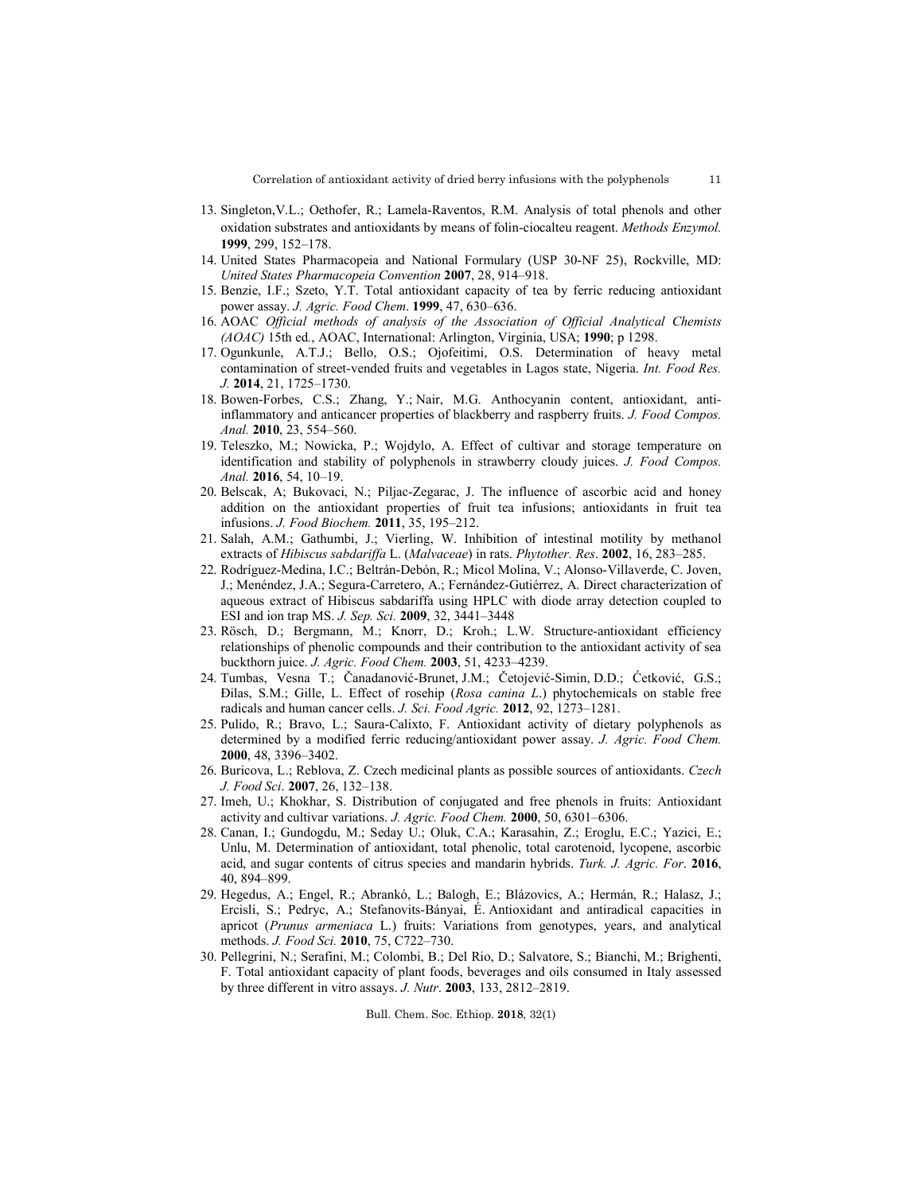13. Singleton,V.L.; Oethofer, R.; Lamela-Raventos, R.M. Analysis of total phenols and other oxidation substrates and antioxidants by means of folin-ciocalteu reagent. *Methods Enzymol.* **1999**, 299, 152–178.
14. United States Pharmacopeia and National Formulary (USP 30-NF 25), Rockville, MD: *United States Pharmacopeia Convention* **2007**, 28, 914–918.
15. Benzie, I.F.; Szeto, Y.T. Total antioxidant capacity of tea by ferric reducing antioxidant power assay. *J. Agric. Food Chem*. **1999**, 47, 630–636.
16. AOAC *Official methods of analysis of the Association of Official Analytical Chemists (AOAC)* 15th ed., AOAC, International: Arlington, Virginia, USA; **1990**; p 1298.
17. Ogunkunle, A.T.J.; Bello, O.S.; Ojofeitimi, O.S. Determination of heavy metal contamination of street-vended fruits and vegetables in Lagos state, Nigeria. *Int. Food Res. J.* **2014**, 21, 1725–1730.
18. Bowen-Forbes, C.S.; Zhang, Y.; Nair, M.G. Anthocyanin content, antioxidant, anti-inflammatory and anticancer properties of blackberry and raspberry fruits. *J. Food Compos. Anal.* **2010**, 23, 554–560.
19. Teleszko, M.; Nowicka, P.; Wojdylo, A. Effect of cultivar and storage temperature on identification and stability of polyphenols in strawberry cloudy juices. *J. Food Compos. Anal.* **2016**, 54, 10–19.
20. Belscak, A; Bukovaci, N.; Piljac-Zegarac, J. The influence of ascorbic acid and honey addition on the antioxidant properties of fruit tea infusions; antioxidants in fruit tea infusions. *J. Food Biochem.* **2011**, 35, 195–212.
21. Salah, A.M.; Gathumbi, J.; Vierling, W. Inhibition of intestinal motility by methanol extracts of *Hibiscus sabdariffa* L. (*Malvaceae*) in rats. *Phytother. Res*. **2002**, 16, 283–285.
22. Rodríguez-Medina, I.C.; Beltrán-Debón, R.; Micol Molina, V.; Alonso-Villaverde, C. Joven, J.; Menéndez, J.A.; Segura-Carretero, A.; Fernández-Gutiérrez, A. Direct characterization of aqueous extract of Hibiscus sabdariffa using HPLC with diode array detection coupled to ESI and ion trap MS. *J. Sep. Sci.* **2009**, 32, 3441–3448
23. Rösch, D.; Bergmann, M.; Knorr, D.; Kroh.; L.W. Structure-antioxidant efficiency relationships of phenolic compounds and their contribution to the antioxidant activity of sea buckthorn juice. *J. Agric. Food Chem.* **2003**, 51, 4233–4239.
24. Tumbas, Vesna T.; Čanadanović-Brunet, J.M.; Četojević-Simin, D.D.; Ćetković, G.S.; Đilas, S.M.; Gille, L. Effect of rosehip (*Rosa canina L*.) phytochemicals on stable free radicals and human cancer cells. *J. Sci. Food Agric.* **2012**, 92, 1273–1281.
25. Pulido, R.; Bravo, L.; Saura-Calixto, F. Antioxidant activity of dietary polyphenols as determined by a modified ferric reducing/antioxidant power assay. *J. Agric. Food Chem.* **2000**, 48, 3396–3402.
26. Buricova, L.; Reblova, Z. Czech medicinal plants as possible sources of antioxidants. *Czech J. Food Sci*. **2007**, 26, 132–138.
27. Imeh, U.; Khokhar, S. Distribution of conjugated and free phenols in fruits: Antioxidant activity and cultivar variations. *J. Agric. Food Chem.* **2000**, 50, 6301–6306.
28. Canan, I.; Gundogdu, M.; Seday U.; Oluk, C.A.; Karasahin, Z.; Eroglu, E.C.; Yazici, E.; Unlu, M. Determination of antioxidant, total phenolic, total carotenoid, lycopene, ascorbic acid, and sugar contents of citrus species and mandarin hybrids. *Turk. J. Agric. For*. **2016**, 40, 894–899.
29. Hegedus, A.; Engel, R.; Abrankó, L.; Balogh, E.; Blázovics, A.; Hermán, R.; Halasz, J.; Ercisli, S.; Pedryc, A.; Stefanovits-Bányai, É. Antioxidant and antiradical capacities in apricot (*Prunus armeniaca* L.) fruits: Variations from genotypes, years, and analytical methods. *J. Food Sci.* **2010**, 75, C722–730.
30. Pellegrini, N.; Serafini, M.; Colombi, B.; Del Rio, D.; Salvatore, S.; Bianchi, M.; Brighenti, F. Total antioxidant capacity of plant foods, beverages and oils consumed in Italy assessed by three different in vitro assays. *J. Nutr*. **2003**, 133, 2812–2819.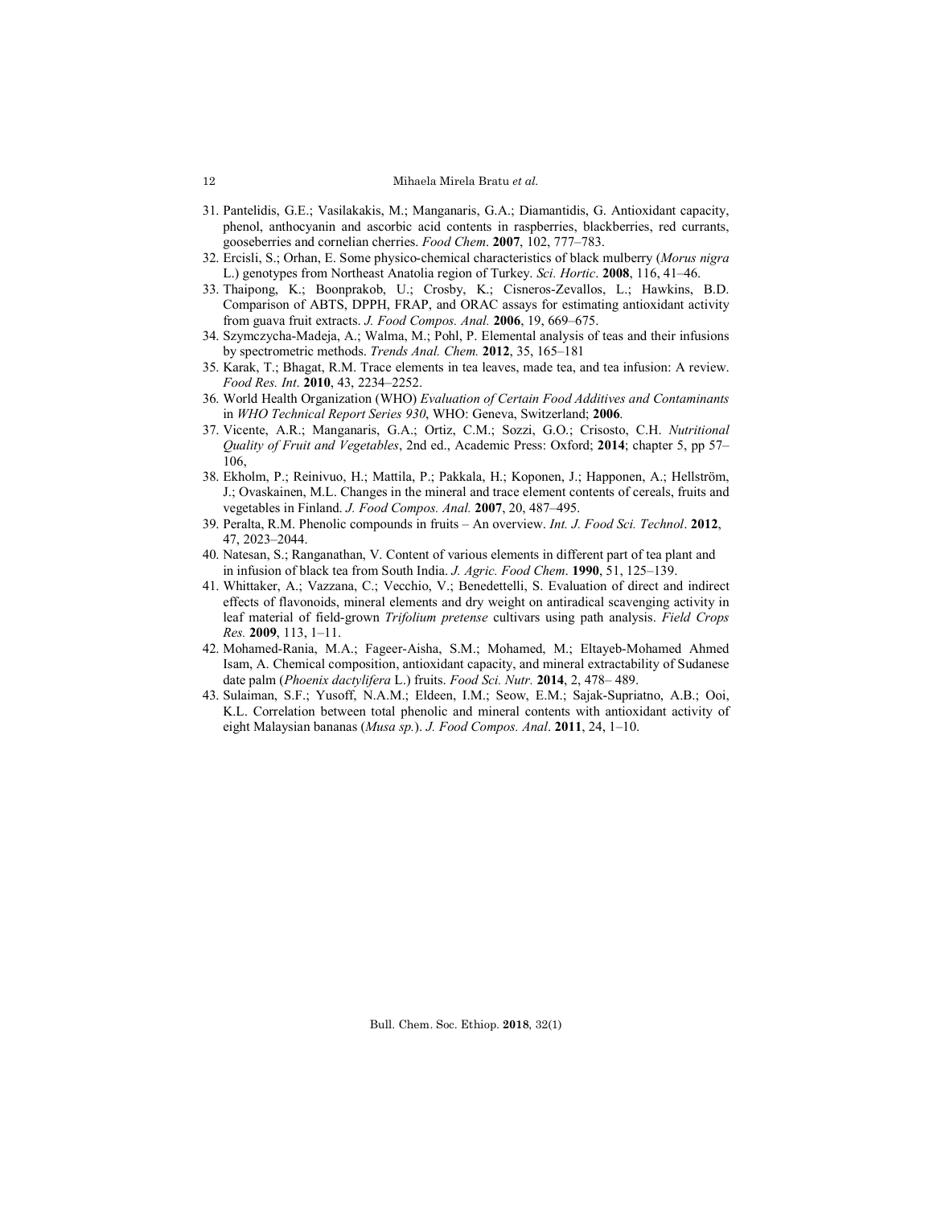31. Pantelidis, G.E.; Vasilakakis, M.; Manganaris, G.A.; Diamantidis, G. Antioxidant capacity, phenol, anthocyanin and ascorbic acid contents in raspberries, blackberries, red currants, gooseberries and cornelian cherries. *Food Chem*. **2007**, 102, 777–783.
32. Ercisli, S.; Orhan, E. Some physico-chemical characteristics of black mulberry (*Morus nigra* L.) genotypes from Northeast Anatolia region of Turkey. *Sci. Hortic*. **2008**, 116, 41–46.
33. Thaipong, K.; Boonprakob, U.; Crosby, K.; Cisneros-Zevallos, L.; Hawkins, B.D. Comparison of ABTS, DPPH, FRAP, and ORAC assays for estimating antioxidant activity from guava fruit extracts. *J. Food Compos. Anal.* **2006**, 19, 669–675.
34. Szymczycha-Madeja, A.; Walma, M.; Pohl, P. Elemental analysis of teas and their infusions by spectrometric methods. *Trends Anal. Chem.* **2012**, 35, 165–181
35. Karak, T.; Bhagat, R.M. Trace elements in tea leaves, made tea, and tea infusion: A review. *Food Res. Int*. **2010**, 43, 2234–2252.
36. World Health Organization (WHO) *Evaluation of Certain Food Additives and Contaminants* in *WHO Technical Report Series 930*, WHO: Geneva, Switzerland; **2006**.
37. Vicente, A.R.; Manganaris, G.A.; Ortiz, C.M.; Sozzi, G.O.; Crisosto, C.H. *Nutritional Quality of Fruit and Vegetables*, 2nd ed., Academic Press: Oxford; **2014**; chapter 5, pp 57–106,
38. Ekholm, P.; Reinivuo, H.; Mattila, P.; Pakkala, H.; Koponen, J.; Happonen, A.; Hellström, J.; Ovaskainen, M.L. Changes in the mineral and trace element contents of cereals, fruits and vegetables in Finland. *J. Food Compos. Anal.* **2007**, 20, 487–495.
39. Peralta, R.M. Phenolic compounds in fruits – An overview. *Int. J. Food Sci. Technol*. **2012**, 47, 2023–2044.
40. Natesan, S.; Ranganathan, V. Content of various elements in different part of tea plant and in infusion of black tea from South India. *J. Agric. Food Chem*. **1990**, 51, 125–139.
41. Whittaker, A.; Vazzana, C.; Vecchio, V.; Benedettelli, S. Evaluation of direct and indirect effects of flavonoids, mineral elements and dry weight on antiradical scavenging activity in leaf material of field-grown *Trifolium pretense* cultivars using path analysis. *Field Crops Res.* **2009**, 113, 1–11.
42. Mohamed-Rania, M.A.; Fageer-Aisha, S.M.; Mohamed, M.; Eltayeb-Mohamed Ahmed Isam, A. Chemical composition, antioxidant capacity, and mineral extractability of Sudanese date palm (*Phoenix dactylifera* L.) fruits. *Food Sci. Nutr.* **2014**, 2, 478– 489.
43. Sulaiman, S.F.; Yusoff, N.A.M.; Eldeen, I.M.; Seow, E.M.; Sajak-Supriatno, A.B.; Ooi, K.L. Correlation between total phenolic and mineral contents with antioxidant activity of eight Malaysian bananas (*Musa sp.*). *J. Food Compos. Anal*. **2011**, 24, 1–10.